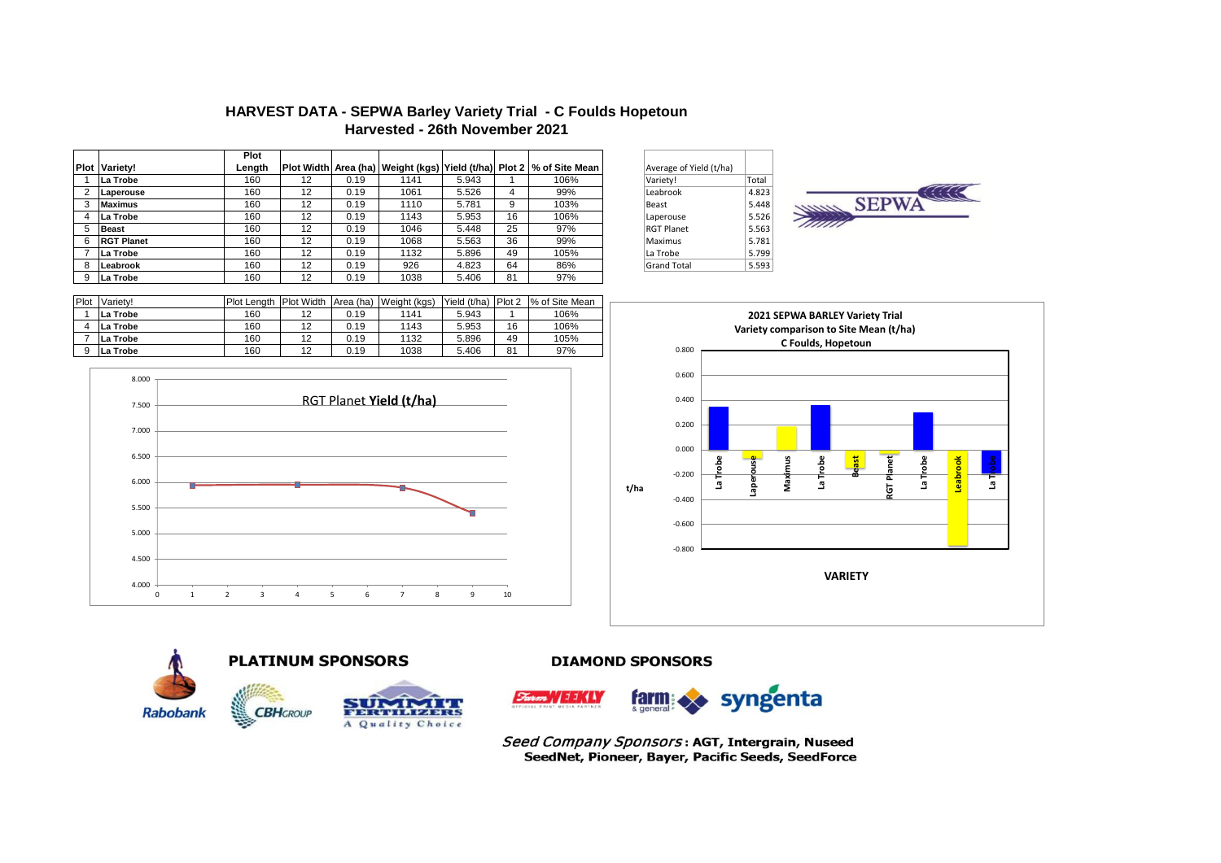# HARVEST DATA - SEPWA Barley Variety Trial - C Foulds Hopetoun

## Harvested - 26th November 2021

| Plot | Variety! | Plot Length | Plot Width | Area (ha) | Weight (kgs) | Yield (t/ha) | Plot 2 | % of Site Mean |
|---|---|---|---|---|---|---|---|---|
| 1 | La Trobe | 160 | 12 | 0.19 | 1141 | 5.943 | 1 | 106% |
| 2 | Laperouse | 160 | 12 | 0.19 | 1061 | 5.526 | 4 | 99% |
| 3 | Maximus | 160 | 12 | 0.19 | 1110 | 5.781 | 9 | 103% |
| 4 | La Trobe | 160 | 12 | 0.19 | 1143 | 5.953 | 16 | 106% |
| 5 | Beast | 160 | 12 | 0.19 | 1046 | 5.448 | 25 | 97% |
| 6 | RGT Planet | 160 | 12 | 0.19 | 1068 | 5.563 | 36 | 99% |
| 7 | La Trobe | 160 | 12 | 0.19 | 1132 | 5.896 | 49 | 105% |
| 8 | Leabrook | 160 | 12 | 0.19 | 926 | 4.823 | 64 | 86% |
| 9 | La Trobe | 160 | 12 | 0.19 | 1038 | 5.406 | 81 | 97% |

| Average of Yield (t/ha) | |
|---|---|
| Variety! | Total |
| Leabrook | 4.823 |
| Beast | 5.448 |
| Laperouse | 5.526 |
| RGT Planet | 5.563 |
| Maximus | 5.781 |
| La Trobe | 5.799 |
| Grand Total | 5.593 |

SEPWA

| Plot | Variety! | Plot Length | Plot Width | Area (ha) | Weight (kgs) | Yield (t/ha) | Plot 2 | % of Site Mean |
|---|---|---|---|---|---|---|---|---|
| 1 | La Trobe | 160 | 12 | 0.19 | 1141 | 5.943 | 1 | 106% |
| 4 | La Trobe | 160 | 12 | 0.19 | 1143 | 5.953 | 16 | 106% |
| 7 | La Trobe | 160 | 12 | 0.19 | 1132 | 5.896 | 49 | 105% |
| 9 | La Trobe | 160 | 12 | 0.19 | 1038 | 5.406 | 81 | 97% |

RGT Planet **Yield (t/ha)**

**2021 SEPWA BARLEY Variety Trial**
**Variety comparison to Site Mean (t/ha)**
**C Foulds, Hopetoun**

**PLATINUM SPONSORS**

Rabobank, CBH Group, Summit Fertilizers – A Quality Choice

**DIAMOND SPONSORS**

Farm Weekly, farm & general, syngenta

*Seed Company Sponsors*: **AGT, Intergrain, Nuseed SeedNet, Pioneer, Bayer, Pacific Seeds, SeedForce**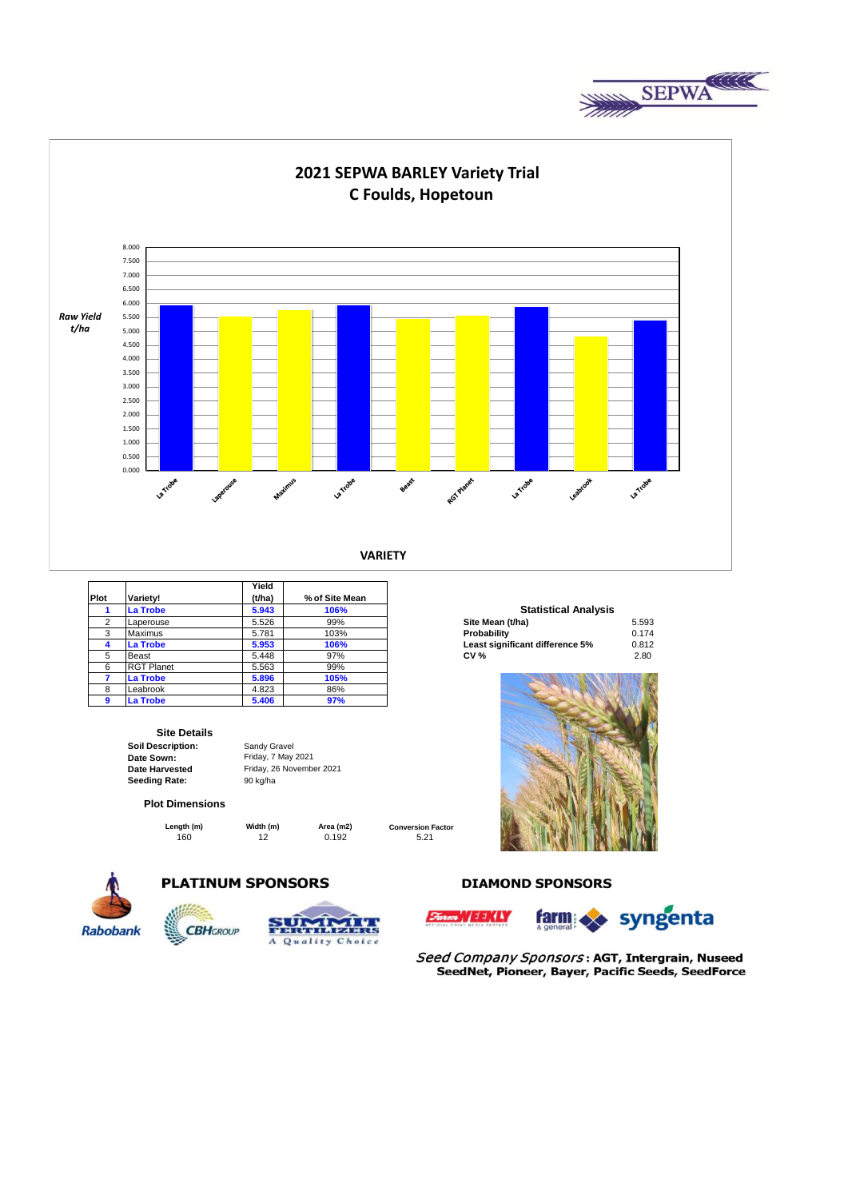# 2021 SEPWA BARLEY Variety Trial

## C Foulds, Hopetoun

| Plot | Variety! | Yield (t/ha) | % of Site Mean |
|---|---|---|---|
| **1** | **La Trobe** | **5.943** | **106%** |
| 2 | Laperouse | 5.526 | 99% |
| 3 | Maximus | 5.781 | 103% |
| **4** | **La Trobe** | **5.953** | **106%** |
| 5 | Beast | 5.448 | 97% |
| 6 | RGT Planet | 5.563 | 99% |
| **7** | **La Trobe** | **5.896** | **105%** |
| 8 | Leabrook | 4.823 | 86% |
| **9** | **La Trobe** | **5.406** | **97%** |

### Statistical Analysis

| | |
|---|---|
| **Site Mean (t/ha)** | 5.593 |
| **Probability** | 0.174 |
| **Least significant difference 5%** | 0.812 |
| **CV %** | 2.80 |

### Site Details

**Soil Description:** Sandy Gravel
**Date Sown:** Friday, 7 May 2021
**Date Harvested** Friday, 26 November 2021
**Seeding Rate:** 90 kg/ha

### Plot Dimensions

| Length (m) | Width (m) | Area (m2) | Conversion Factor |
|---|---|---|---|
| 160 | 12 | 0.192 | 5.21 |

**PLATINUM SPONSORS**

Rabobank, CBH Group, Summit Fertilizers – A Quality Choice

**DIAMOND SPONSORS**

Farm Weekly, Farm & General, Syngenta

*Seed Company Sponsors* **: AGT, Intergrain, Nuseed SeedNet, Pioneer, Bayer, Pacific Seeds, SeedForce**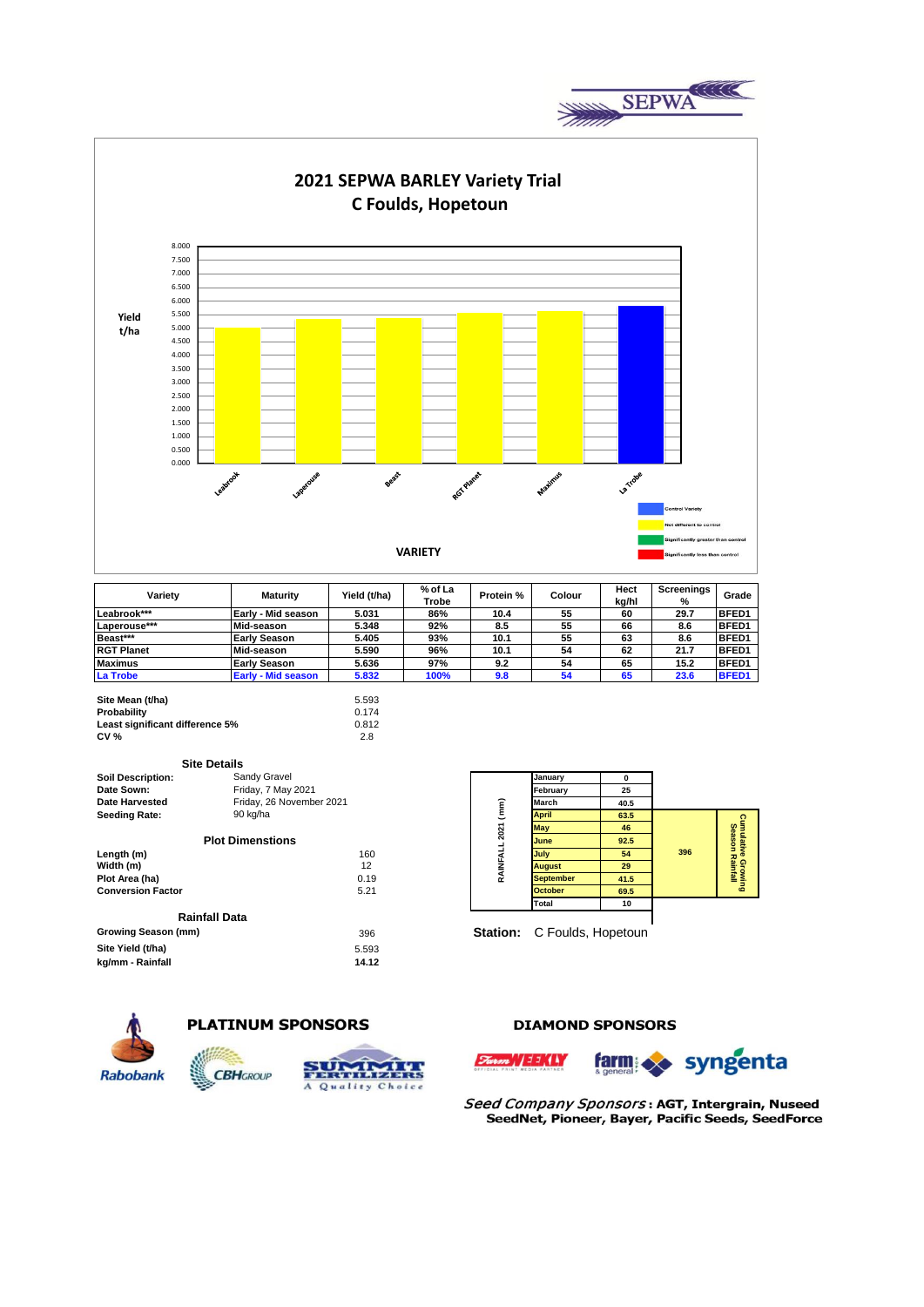SEPWA

# 2021 SEPWA BARLEY Variety Trial
## C Foulds, Hopetoun

Yield t/ha

8.000
7.500
7.000
6.500
6.000
5.500
5.000
4.500
4.000
3.500
3.000
2.500
2.000
1.500
1.000
0.500
0.000

Leabrook
Laperouse
Beast
RGT Planet
Maximus
La Trobe

VARIETY

Control Variety
Not different to control
Significantly greater than control
Significantly less than control

| Variety | Maturity | Yield (t/ha) | % of La Trobe | Protein % | Colour | Hect kg/hl | Screenings % | Grade |
|---|---|---|---|---|---|---|---|---|
| Leabrook*** | Early - Mid season | 5.031 | 86% | 10.4 | 55 | 60 | 29.7 | BFED1 |
| Laperouse*** | Mid-season | 5.348 | 92% | 8.5 | 55 | 66 | 8.6 | BFED1 |
| Beast*** | Early Season | 5.405 | 93% | 10.1 | 55 | 63 | 8.6 | BFED1 |
| RGT Planet | Mid-season | 5.590 | 96% | 10.1 | 54 | 62 | 21.7 | BFED1 |
| Maximus | Early Season | 5.636 | 97% | 9.2 | 54 | 65 | 15.2 | BFED1 |
| La Trobe | Early - Mid season | 5.832 | 100% | 9.8 | 54 | 65 | 23.6 | BFED1 |

| | |
|---|---|
| Site Mean (t/ha) | 5.593 |
| Probability | 0.174 |
| Least significant difference 5% | 0.812 |
| CV % | 2.8 |

### Site Details

| | |
|---|---|
| Soil Description: | Sandy Gravel |
| Date Sown: | Friday, 7 May 2021 |
| Date Harvested | Friday, 26 November 2021 |
| Seeding Rate: | 90 kg/ha |

### Plot Dimentions

| | |
|---|---|
| Length (m) | 160 |
| Width (m) | 12 |
| Plot Area (ha) | 0.19 |
| Conversion Factor | 5.21 |

### Rainfall Data

| | |
|---|---|
| Growing Season (mm) | 396 |
| Site Yield (t/ha) | 5.593 |
| kg/mm - Rainfall | 14.12 |

RAINFALL 2021 ( mm)

| Month | mm | Cumulative Growing Season Rainfall |
|---|---|---|
| January | 0 | |
| February | 25 | |
| March | 40.5 | |
| April | 63.5 | 396 |
| May | 46 | |
| June | 92.5 | |
| July | 54 | |
| August | 29 | |
| September | 41.5 | |
| October | 69.5 | |
| Total | 10 | |

**Station:** C Foulds, Hopetoun

**PLATINUM SPONSORS**

Rabobank, CBH GROUP, SUMMIT FERTILIZERS A Quality Choice

**DIAMOND SPONSORS**

Farm WEEKLY, farm & general, syngenta

*Seed Company Sponsors* **: AGT, Intergrain, Nuseed SeedNet, Pioneer, Bayer, Pacific Seeds, SeedForce**